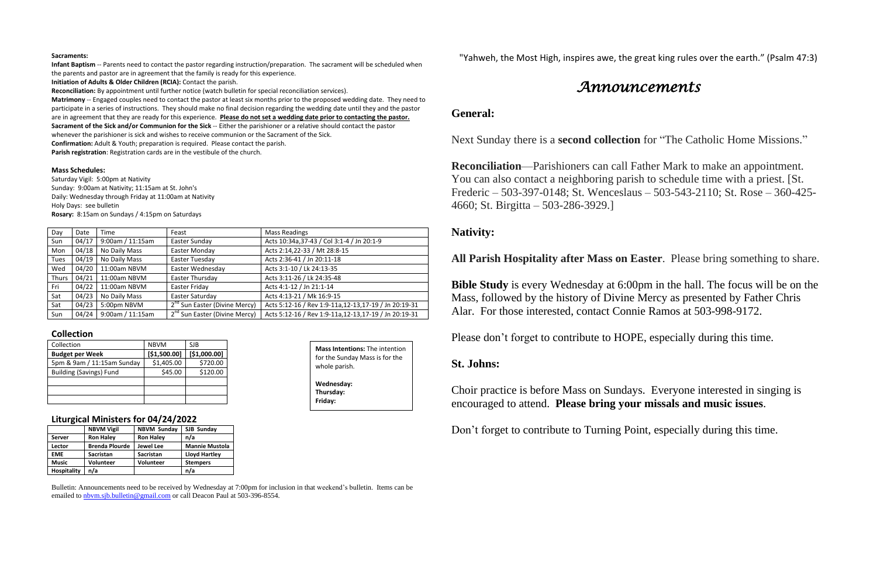**Sacraments:**

**Infant Baptism** -- Parents need to contact the pastor regarding instruction/preparation. The sacrament will be scheduled when the parents and pastor are in agreement that the family is ready for this experience.

**Initiation of Adults & Older Children (RCIA):** Contact the parish.

**Reconciliation:** By appointment until further notice (watch bulletin for special reconciliation services).

**Matrimony** -- Engaged couples need to contact the pastor at least six months prior to the proposed wedding date. They need to participate in a series of instructions. They should make no final decision regarding the wedding date until they and the pastor are in agreement that they are ready for this experience. **Please do not set a wedding date prior to contacting the pastor.**

**Sacrament of the Sick and/or Communion for the Sick** -- Either the parishioner or a relative should contact the pastor whenever the parishioner is sick and wishes to receive communion or the Sacrament of the Sick.

**Confirmation:** Adult & Youth; preparation is required. Please contact the parish.

**Parish registration**: Registration cards are in the vestibule of the church.

**Mass Schedules:**

Saturday Vigil: 5:00pm at Nativity
Sunday: 9:00am at Nativity; 11:15am at St. John's
Daily: Wednesday through Friday at 11:00am at Nativity
Holy Days: see bulletin
**Rosary:** 8:15am on Sundays / 4:15pm on Saturdays

| Day | Date | Time | Feast | Mass Readings |
|---|---|---|---|---|
| Sun | 04/17 | 9:00am / 11:15am | Easter Sunday | Acts 10:34a,37-43 / Col 3:1-4 / Jn 20:1-9 |
| Mon | 04/18 | No Daily Mass | Easter Monday | Acts 2:14,22-33 / Mt 28:8-15 |
| Tues | 04/19 | No Daily Mass | Easter Tuesday | Acts 2:36-41 / Jn 20:11-18 |
| Wed | 04/20 | 11:00am NBVM | Easter Wednesday | Acts 3:1-10 / Lk 24:13-35 |
| Thurs | 04/21 | 11:00am NBVM | Easter Thursday | Acts 3:11-26 / Lk 24:35-48 |
| Fri | 04/22 | 11:00am NBVM | Easter Friday | Acts 4:1-12 / Jn 21:1-14 |
| Sat | 04/23 | No Daily Mass | Easter Saturday | Acts 4:13-21 / Mk 16:9-15 |
| Sat | 04/23 | 5:00pm NBVM | 2nd Sun Easter (Divine Mercy) | Acts 5:12-16 / Rev 1:9-11a,12-13,17-19 / Jn 20:19-31 |
| Sun | 04/24 | 9:00am / 11:15am | 2nd Sun Easter (Divine Mercy) | Acts 5:12-16 / Rev 1:9-11a,12-13,17-19 / Jn 20:19-31 |

### Collection

| Collection | NBVM | SJB |
|---|---|---|
| **Budget per Week** | **[$1,500.00]** | **[$1,000.00]** |
| 5pm & 9am / 11:15am Sunday | $1,405.00 | $720.00 |
| Building (Savings) Fund | $45.00 | $120.00 |
| | | |
| | | |
| | | |

**Mass Intentions:** The intention for the Sunday Mass is for the whole parish.

**Wednesday:**
**Thursday:**
**Friday:**

### Liturgical Ministers for 04/24/2022

| | NBVM Vigil | NBVM Sunday | SJB Sunday |
|---|---|---|---|
| **Server** | **Ron Haley** | **Ron Haley** | **n/a** |
| **Lector** | **Brenda Plourde** | **Jewel Lee** | **Mannie Mustola** |
| **EME** | **Sacristan** | **Sacristan** | **Lloyd Hartley** |
| **Music** | **Volunteer** | **Volunteer** | **Stempers** |
| **Hospitality** | **n/a** | | **n/a** |

Bulletin: Announcements need to be received by Wednesday at 7:00pm for inclusion in that weekend's bulletin. Items can be emailed to nbvm.sjb.bulletin@gmail.com or call Deacon Paul at 503-396-8554.

"Yahweh, the Most High, inspires awe, the great king rules over the earth." (Psalm 47:3)

# *Announcements*

## General:

Next Sunday there is a **second collection** for "The Catholic Home Missions."

**Reconciliation**—Parishioners can call Father Mark to make an appointment. You can also contact a neighboring parish to schedule time with a priest. [St. Frederic – 503-397-0148; St. Wenceslaus – 503-543-2110; St. Rose – 360-425-4660; St. Birgitta – 503-286-3929.]

## Nativity:

**All Parish Hospitality after Mass on Easter**. Please bring something to share.

**Bible Study** is every Wednesday at 6:00pm in the hall. The focus will be on the Mass, followed by the history of Divine Mercy as presented by Father Chris Alar. For those interested, contact Connie Ramos at 503-998-9172.

Please don't forget to contribute to HOPE, especially during this time.

## St. Johns:

Choir practice is before Mass on Sundays. Everyone interested in singing is encouraged to attend. **Please bring your missals and music issues**.

Don't forget to contribute to Turning Point, especially during this time.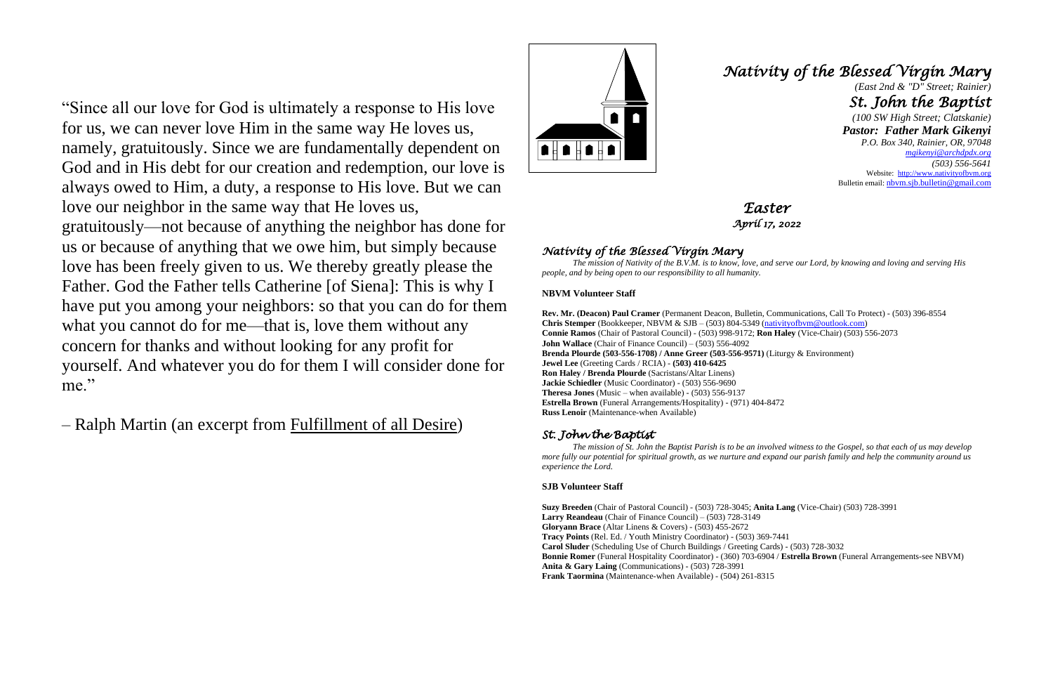"Since all our love for God is ultimately a response to His love for us, we can never love Him in the same way He loves us, namely, gratuitously. Since we are fundamentally dependent on God and in His debt for our creation and redemption, our love is always owed to Him, a duty, a response to His love. But we can love our neighbor in the same way that He loves us, gratuitously—not because of anything the neighbor has done for us or because of anything that we owe him, but simply because love has been freely given to us. We thereby greatly please the Father. God the Father tells Catherine [of Siena]: This is why I have put you among your neighbors: so that you can do for them what you cannot do for me—that is, love them without any concern for thanks and without looking for any profit for yourself. And whatever you do for them I will consider done for me."

– Ralph Martin (an excerpt from Fulfillment of all Desire)

# *Nativity of the Blessed Virgin Mary*

*(East 2nd & "D" Street; Rainier)*

# *St. John the Baptist*

*(100 SW High Street; Clatskanie)*

***Pastor: Father Mark Gikenyi***

*P.O. Box 340, Rainier, OR, 97048*

*mgikenyi@archdpdx.org*

*(503) 556-5641*

Website: http://www.nativityofbvm.org

Bulletin email: nbvm.sjb.bulletin@gmail.com

## *Easter*

*April 17, 2022*

## *Nativity of the Blessed Virgin Mary*

*The mission of Nativity of the B.V.M. is to know, love, and serve our Lord, by knowing and loving and serving His people, and by being open to our responsibility to all humanity.*

**NBVM Volunteer Staff**

**Rev. Mr. (Deacon) Paul Cramer** (Permanent Deacon, Bulletin, Communications, Call To Protect) - (503) 396-8554
**Chris Stemper** (Bookkeeper, NBVM & SJB – (503) 804-5349 (nativityofbvm@outlook.com)
**Connie Ramos** (Chair of Pastoral Council) - (503) 998-9172; **Ron Haley** (Vice-Chair) (503) 556-2073
**John Wallace** (Chair of Finance Council) – (503) 556-4092
**Brenda Plourde (503-556-1708) / Anne Greer (503-556-9571)** (Liturgy & Environment)
**Jewel Lee** (Greeting Cards / RCIA) - **(503) 410-6425**
**Ron Haley / Brenda Plourde** (Sacristans/Altar Linens)
**Jackie Schiedler** (Music Coordinator) - (503) 556-9690
**Theresa Jones** (Music – when available) - (503) 556-9137
**Estrella Brown** (Funeral Arrangements/Hospitality) - (971) 404-8472
**Russ Lenoir** (Maintenance-when Available)

## *St. John the Baptist*

*The mission of St. John the Baptist Parish is to be an involved witness to the Gospel, so that each of us may develop more fully our potential for spiritual growth, as we nurture and expand our parish family and help the community around us experience the Lord.*

**SJB Volunteer Staff**

**Suzy Breeden** (Chair of Pastoral Council) - (503) 728-3045; **Anita Lang** (Vice-Chair) (503) 728-3991
**Larry Reandeau** (Chair of Finance Council) – (503) 728-3149
**Gloryann Brace** (Altar Linens & Covers) - (503) 455-2672
**Tracy Points** (Rel. Ed. / Youth Ministry Coordinator) - (503) 369-7441
**Carol Sluder** (Scheduling Use of Church Buildings / Greeting Cards) - (503) 728-3032
**Bonnie Romer** (Funeral Hospitality Coordinator) - (360) 703-6904 / **Estrella Brown** (Funeral Arrangements-see NBVM)
**Anita & Gary Laing** (Communications) - (503) 728-3991
**Frank Taormina** (Maintenance-when Available) - (504) 261-8315